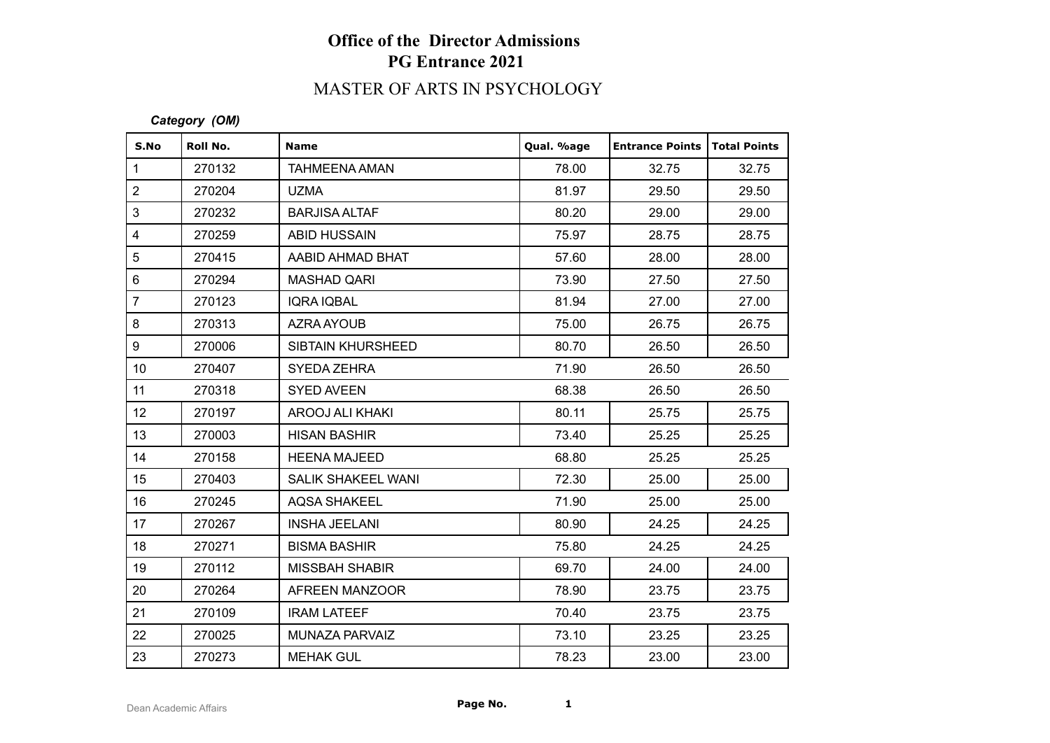# Office of the Director Admissions
## PG Entrance 2021

## MASTER OF ARTS IN PSYCHOLOGY

***Category (OM)***

| S.No | Roll No. | Name | Qual. %age | Entrance Points | Total Points |
|---|---|---|---|---|---|
| 1 | 270132 | TAHMEENA AMAN | 78.00 | 32.75 | 32.75 |
| 2 | 270204 | UZMA | 81.97 | 29.50 | 29.50 |
| 3 | 270232 | BARJISA ALTAF | 80.20 | 29.00 | 29.00 |
| 4 | 270259 | ABID HUSSAIN | 75.97 | 28.75 | 28.75 |
| 5 | 270415 | AABID AHMAD BHAT | 57.60 | 28.00 | 28.00 |
| 6 | 270294 | MASHAD QARI | 73.90 | 27.50 | 27.50 |
| 7 | 270123 | IQRA IQBAL | 81.94 | 27.00 | 27.00 |
| 8 | 270313 | AZRA AYOUB | 75.00 | 26.75 | 26.75 |
| 9 | 270006 | SIBTAIN KHURSHEED | 80.70 | 26.50 | 26.50 |
| 10 | 270407 | SYEDA ZEHRA | 71.90 | 26.50 | 26.50 |
| 11 | 270318 | SYED AVEEN | 68.38 | 26.50 | 26.50 |
| 12 | 270197 | AROOJ ALI KHAKI | 80.11 | 25.75 | 25.75 |
| 13 | 270003 | HISAN BASHIR | 73.40 | 25.25 | 25.25 |
| 14 | 270158 | HEENA MAJEED | 68.80 | 25.25 | 25.25 |
| 15 | 270403 | SALIK SHAKEEL WANI | 72.30 | 25.00 | 25.00 |
| 16 | 270245 | AQSA SHAKEEL | 71.90 | 25.00 | 25.00 |
| 17 | 270267 | INSHA JEELANI | 80.90 | 24.25 | 24.25 |
| 18 | 270271 | BISMA BASHIR | 75.80 | 24.25 | 24.25 |
| 19 | 270112 | MISSBAH SHABIR | 69.70 | 24.00 | 24.00 |
| 20 | 270264 | AFREEN MANZOOR | 78.90 | 23.75 | 23.75 |
| 21 | 270109 | IRAM LATEEF | 70.40 | 23.75 | 23.75 |
| 22 | 270025 | MUNAZA PARVAIZ | 73.10 | 23.25 | 23.25 |
| 23 | 270273 | MEHAK GUL | 78.23 | 23.00 | 23.00 |

Dean Academic Affairs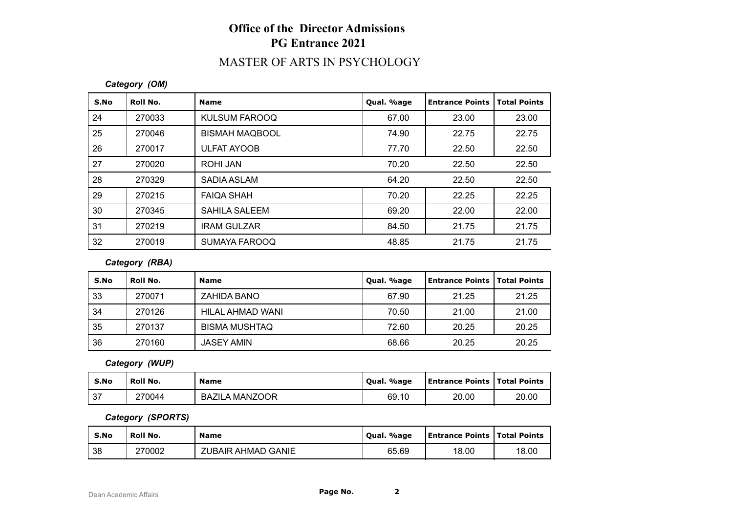# Office of the Director Admissions
## PG Entrance 2021
## MASTER OF ARTS IN PSYCHOLOGY

***Category (OM)***

| S.No | Roll No. | Name | Qual. %age | Entrance Points | Total Points |
|---|---|---|---|---|---|
| 24 | 270033 | KULSUM FAROOQ | 67.00 | 23.00 | 23.00 |
| 25 | 270046 | BISMAH MAQBOOL | 74.90 | 22.75 | 22.75 |
| 26 | 270017 | ULFAT AYOOB | 77.70 | 22.50 | 22.50 |
| 27 | 270020 | ROHI JAN | 70.20 | 22.50 | 22.50 |
| 28 | 270329 | SADIA ASLAM | 64.20 | 22.50 | 22.50 |
| 29 | 270215 | FAIQA SHAH | 70.20 | 22.25 | 22.25 |
| 30 | 270345 | SAHILA SALEEM | 69.20 | 22.00 | 22.00 |
| 31 | 270219 | IRAM GULZAR | 84.50 | 21.75 | 21.75 |
| 32 | 270019 | SUMAYA FAROOQ | 48.85 | 21.75 | 21.75 |

***Category (RBA)***

| S.No | Roll No. | Name | Qual. %age | Entrance Points | Total Points |
|---|---|---|---|---|---|
| 33 | 270071 | ZAHIDA BANO | 67.90 | 21.25 | 21.25 |
| 34 | 270126 | HILAL AHMAD WANI | 70.50 | 21.00 | 21.00 |
| 35 | 270137 | BISMA MUSHTAQ | 72.60 | 20.25 | 20.25 |
| 36 | 270160 | JASEY AMIN | 68.66 | 20.25 | 20.25 |

***Category (WUP)***

| S.No | Roll No. | Name | Qual. %age | Entrance Points | Total Points |
|---|---|---|---|---|---|
| 37 | 270044 | BAZILA MANZOOR | 69.10 | 20.00 | 20.00 |

***Category (SPORTS)***

| S.No | Roll No. | Name | Qual. %age | Entrance Points | Total Points |
|---|---|---|---|---|---|
| 38 | 270002 | ZUBAIR AHMAD GANIE | 65.69 | 18.00 | 18.00 |

Dean Academic Affairs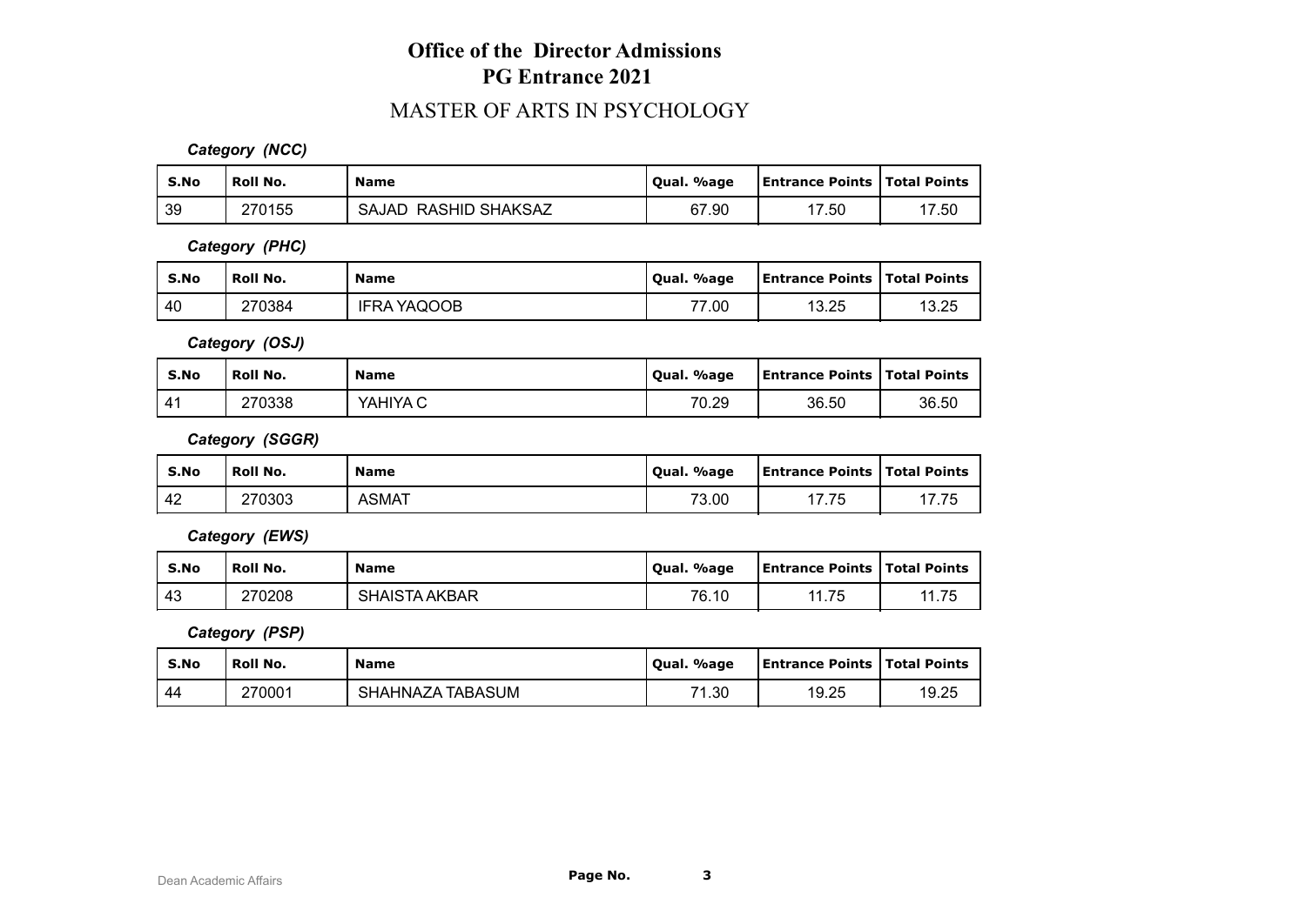# Office of the Director Admissions
# PG Entrance 2021

## MASTER OF ARTS IN PSYCHOLOGY

***Category (NCC)***

| S.No | Roll No. | Name | Qual. %age | Entrance Points | Total Points |
|---|---|---|---|---|---|
| 39 | 270155 | SAJAD RASHID SHAKSAZ | 67.90 | 17.50 | 17.50 |

***Category (PHC)***

| S.No | Roll No. | Name | Qual. %age | Entrance Points | Total Points |
|---|---|---|---|---|---|
| 40 | 270384 | IFRA YAQOOB | 77.00 | 13.25 | 13.25 |

***Category (OSJ)***

| S.No | Roll No. | Name | Qual. %age | Entrance Points | Total Points |
|---|---|---|---|---|---|
| 41 | 270338 | YAHIYA C | 70.29 | 36.50 | 36.50 |

***Category (SGGR)***

| S.No | Roll No. | Name | Qual. %age | Entrance Points | Total Points |
|---|---|---|---|---|---|
| 42 | 270303 | ASMAT | 73.00 | 17.75 | 17.75 |

***Category (EWS)***

| S.No | Roll No. | Name | Qual. %age | Entrance Points | Total Points |
|---|---|---|---|---|---|
| 43 | 270208 | SHAISTA AKBAR | 76.10 | 11.75 | 11.75 |

***Category (PSP)***

| S.No | Roll No. | Name | Qual. %age | Entrance Points | Total Points |
|---|---|---|---|---|---|
| 44 | 270001 | SHAHNAZA TABASUM | 71.30 | 19.25 | 19.25 |

Dean Academic Affairs